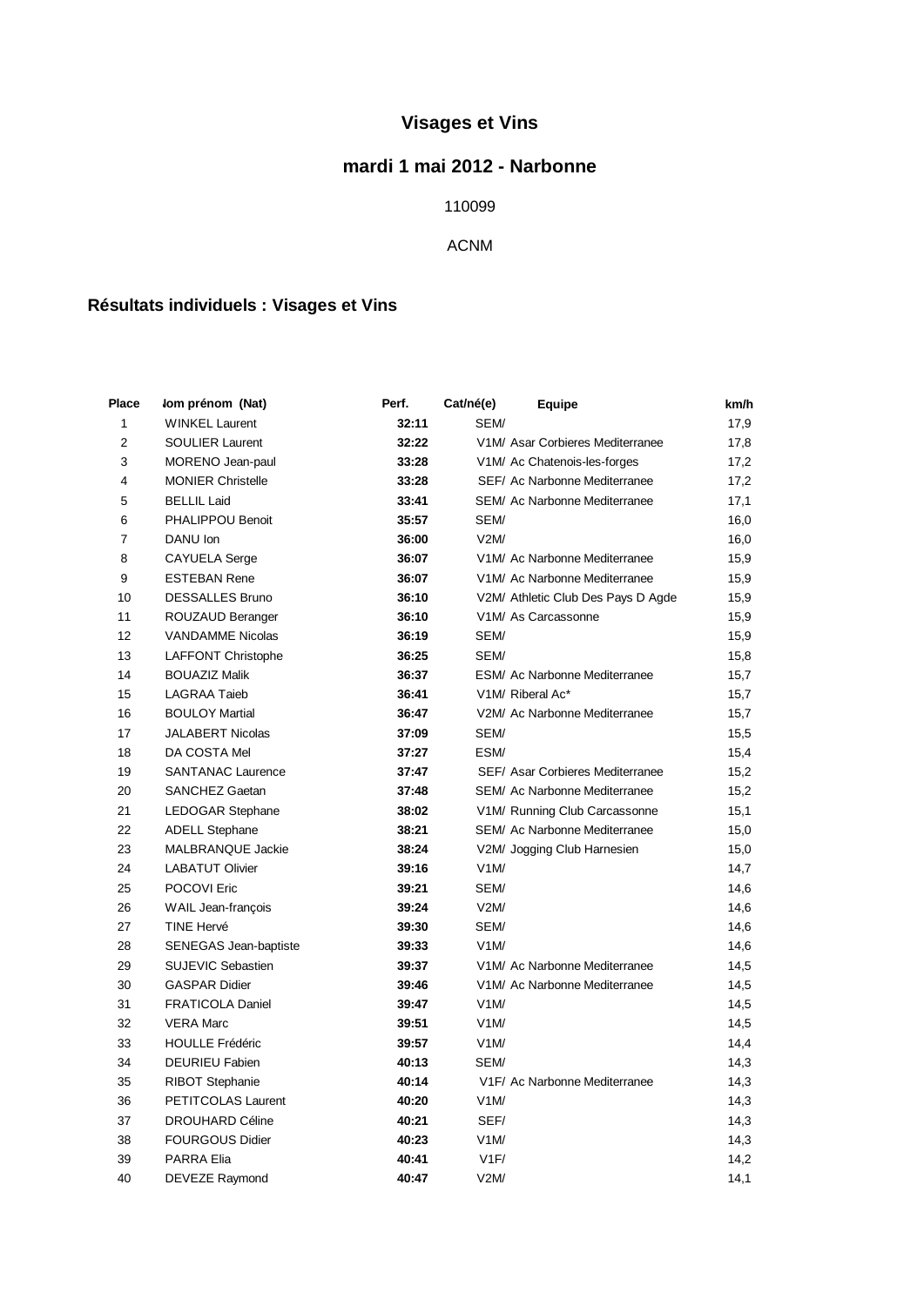# Visages et Vins

## mardi 1 mai 2012 - Narbonne

110099

ACNM

### Résultats individuels : Visages et Vins

| Place | Nom prénom (Nat) | Perf. | Cat/né(e) | Equipe | km/h |
|---|---|---|---|---|---|
| 1 | WINKEL Laurent | **32:11** | SEM/ | | 17,9 |
| 2 | SOULIER Laurent | **32:22** | V1M/ | Asar Corbieres Mediterranee | 17,8 |
| 3 | MORENO Jean-paul | **33:28** | V1M/ | Ac Chatenois-les-forges | 17,2 |
| 4 | MONIER Christelle | **33:28** | SEF/ | Ac Narbonne Mediterranee | 17,2 |
| 5 | BELLIL Laid | **33:41** | SEM/ | Ac Narbonne Mediterranee | 17,1 |
| 6 | PHALIPPOU Benoit | **35:57** | SEM/ | | 16,0 |
| 7 | DANU Ion | **36:00** | V2M/ | | 16,0 |
| 8 | CAYUELA Serge | **36:07** | V1M/ | Ac Narbonne Mediterranee | 15,9 |
| 9 | ESTEBAN Rene | **36:07** | V1M/ | Ac Narbonne Mediterranee | 15,9 |
| 10 | DESSALLES Bruno | **36:10** | V2M/ | Athletic Club Des Pays D Agde | 15,9 |
| 11 | ROUZAUD Beranger | **36:10** | V1M/ | As Carcassonne | 15,9 |
| 12 | VANDAMME Nicolas | **36:19** | SEM/ | | 15,9 |
| 13 | LAFFONT Christophe | **36:25** | SEM/ | | 15,8 |
| 14 | BOUAZIZ Malik | **36:37** | ESM/ | Ac Narbonne Mediterranee | 15,7 |
| 15 | LAGRAA Taieb | **36:41** | V1M/ | Riberal Ac* | 15,7 |
| 16 | BOULOY Martial | **36:47** | V2M/ | Ac Narbonne Mediterranee | 15,7 |
| 17 | JALABERT Nicolas | **37:09** | SEM/ | | 15,5 |
| 18 | DA COSTA Mel | **37:27** | ESM/ | | 15,4 |
| 19 | SANTANAC Laurence | **37:47** | SEF/ | Asar Corbieres Mediterranee | 15,2 |
| 20 | SANCHEZ Gaetan | **37:48** | SEM/ | Ac Narbonne Mediterranee | 15,2 |
| 21 | LEDOGAR Stephane | **38:02** | V1M/ | Running Club Carcassonne | 15,1 |
| 22 | ADELL Stephane | **38:21** | SEM/ | Ac Narbonne Mediterranee | 15,0 |
| 23 | MALBRANQUE Jackie | **38:24** | V2M/ | Jogging Club Harnesien | 15,0 |
| 24 | LABATUT Olivier | **39:16** | V1M/ | | 14,7 |
| 25 | POCOVI Eric | **39:21** | SEM/ | | 14,6 |
| 26 | WAIL Jean-françois | **39:24** | V2M/ | | 14,6 |
| 27 | TINE Hervé | **39:30** | SEM/ | | 14,6 |
| 28 | SENEGAS Jean-baptiste | **39:33** | V1M/ | | 14,6 |
| 29 | SUJEVIC Sebastien | **39:37** | V1M/ | Ac Narbonne Mediterranee | 14,5 |
| 30 | GASPAR Didier | **39:46** | V1M/ | Ac Narbonne Mediterranee | 14,5 |
| 31 | FRATICOLA Daniel | **39:47** | V1M/ | | 14,5 |
| 32 | VERA Marc | **39:51** | V1M/ | | 14,5 |
| 33 | HOULLE Frédéric | **39:57** | V1M/ | | 14,4 |
| 34 | DEURIEU Fabien | **40:13** | SEM/ | | 14,3 |
| 35 | RIBOT Stephanie | **40:14** | V1F/ | Ac Narbonne Mediterranee | 14,3 |
| 36 | PETITCOLAS Laurent | **40:20** | V1M/ | | 14,3 |
| 37 | DROUHARD Céline | **40:21** | SEF/ | | 14,3 |
| 38 | FOURGOUS Didier | **40:23** | V1M/ | | 14,3 |
| 39 | PARRA Elia | **40:41** | V1F/ | | 14,2 |
| 40 | DEVEZE Raymond | **40:47** | V2M/ | | 14,1 |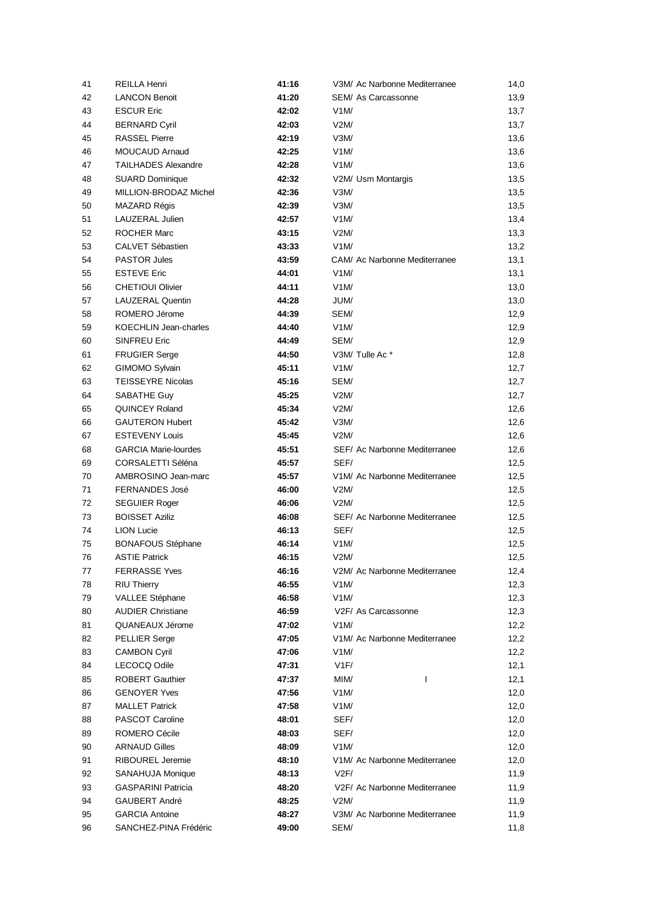| | | | | |
|---|---|---|---|---|
| 41 | REILLA Henri | **41:16** | V3M/ Ac Narbonne Mediterranee | 14,0 |
| 42 | LANCON Benoit | **41:20** | SEM/ As Carcassonne | 13,9 |
| 43 | ESCUR Eric | **42:02** | V1M/ | 13,7 |
| 44 | BERNARD Cyril | **42:03** | V2M/ | 13,7 |
| 45 | RASSEL Pierre | **42:19** | V3M/ | 13,6 |
| 46 | MOUCAUD Arnaud | **42:25** | V1M/ | 13,6 |
| 47 | TAILHADES Alexandre | **42:28** | V1M/ | 13,6 |
| 48 | SUARD Dominique | **42:32** | V2M/ Usm Montargis | 13,5 |
| 49 | MILLION-BRODAZ Michel | **42:36** | V3M/ | 13,5 |
| 50 | MAZARD Régis | **42:39** | V3M/ | 13,5 |
| 51 | LAUZERAL Julien | **42:57** | V1M/ | 13,4 |
| 52 | ROCHER Marc | **43:15** | V2M/ | 13,3 |
| 53 | CALVET Sébastien | **43:33** | V1M/ | 13,2 |
| 54 | PASTOR Jules | **43:59** | CAM/ Ac Narbonne Mediterranee | 13,1 |
| 55 | ESTEVE Eric | **44:01** | V1M/ | 13,1 |
| 56 | CHETIOUI Olivier | **44:11** | V1M/ | 13,0 |
| 57 | LAUZERAL Quentin | **44:28** | JUM/ | 13,0 |
| 58 | ROMERO Jérome | **44:39** | SEM/ | 12,9 |
| 59 | KOECHLIN Jean-charles | **44:40** | V1M/ | 12,9 |
| 60 | SINFREU Eric | **44:49** | SEM/ | 12,9 |
| 61 | FRUGIER Serge | **44:50** | V3M/ Tulle Ac * | 12,8 |
| 62 | GIMOMO Sylvain | **45:11** | V1M/ | 12,7 |
| 63 | TEISSEYRE Nicolas | **45:16** | SEM/ | 12,7 |
| 64 | SABATHE Guy | **45:25** | V2M/ | 12,7 |
| 65 | QUINCEY Roland | **45:34** | V2M/ | 12,6 |
| 66 | GAUTERON Hubert | **45:42** | V3M/ | 12,6 |
| 67 | ESTEVENY Louis | **45:45** | V2M/ | 12,6 |
| 68 | GARCIA Marie-lourdes | **45:51** | SEF/ Ac Narbonne Mediterranee | 12,6 |
| 69 | CORSALETTI Séléna | **45:57** | SEF/ | 12,5 |
| 70 | AMBROSINO Jean-marc | **45:57** | V1M/ Ac Narbonne Mediterranee | 12,5 |
| 71 | FERNANDES José | **46:00** | V2M/ | 12,5 |
| 72 | SEGUIER Roger | **46:06** | V2M/ | 12,5 |
| 73 | BOISSET Aziliz | **46:08** | SEF/ Ac Narbonne Mediterranee | 12,5 |
| 74 | LION Lucie | **46:13** | SEF/ | 12,5 |
| 75 | BONAFOUS Stéphane | **46:14** | V1M/ | 12,5 |
| 76 | ASTIE Patrick | **46:15** | V2M/ | 12,5 |
| 77 | FERRASSE Yves | **46:16** | V2M/ Ac Narbonne Mediterranee | 12,4 |
| 78 | RIU Thierry | **46:55** | V1M/ | 12,3 |
| 79 | VALLEE Stéphane | **46:58** | V1M/ | 12,3 |
| 80 | AUDIER Christiane | **46:59** | V2F/ As Carcassonne | 12,3 |
| 81 | QUANEAUX Jérome | **47:02** | V1M/ | 12,2 |
| 82 | PELLIER Serge | **47:05** | V1M/ Ac Narbonne Mediterranee | 12,2 |
| 83 | CAMBON Cyril | **47:06** | V1M/ | 12,2 |
| 84 | LECOCQ Odile | **47:31** | V1F/ | 12,1 |
| 85 | ROBERT Gauthier | **47:37** | MIM/ I | 12,1 |
| 86 | GENOYER Yves | **47:56** | V1M/ | 12,0 |
| 87 | MALLET Patrick | **47:58** | V1M/ | 12,0 |
| 88 | PASCOT Caroline | **48:01** | SEF/ | 12,0 |
| 89 | ROMERO Cécile | **48:03** | SEF/ | 12,0 |
| 90 | ARNAUD Gilles | **48:09** | V1M/ | 12,0 |
| 91 | RIBOUREL Jeremie | **48:10** | V1M/ Ac Narbonne Mediterranee | 12,0 |
| 92 | SANAHUJA Monique | **48:13** | V2F/ | 11,9 |
| 93 | GASPARINI Patricia | **48:20** | V2F/ Ac Narbonne Mediterranee | 11,9 |
| 94 | GAUBERT André | **48:25** | V2M/ | 11,9 |
| 95 | GARCIA Antoine | **48:27** | V3M/ Ac Narbonne Mediterranee | 11,9 |
| 96 | SANCHEZ-PINA Frédéric | **49:00** | SEM/ | 11,8 |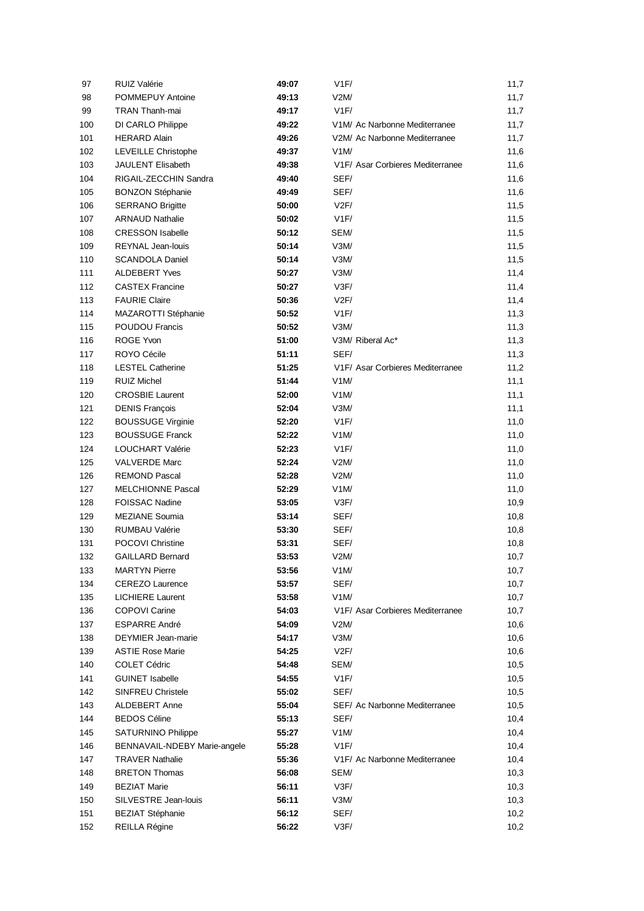| | | | | |
|---|---|---|---|---|
| 97 | RUIZ Valérie | **49:07** | V1F/ | 11,7 |
| 98 | POMMEPUY Antoine | **49:13** | V2M/ | 11,7 |
| 99 | TRAN Thanh-mai | **49:17** | V1F/ | 11,7 |
| 100 | DI CARLO Philippe | **49:22** | V1M/ Ac Narbonne Mediterranee | 11,7 |
| 101 | HERARD Alain | **49:26** | V2M/ Ac Narbonne Mediterranee | 11,7 |
| 102 | LEVEILLE Christophe | **49:37** | V1M/ | 11,6 |
| 103 | JAULENT Elisabeth | **49:38** | V1F/ Asar Corbieres Mediterranee | 11,6 |
| 104 | RIGAIL-ZECCHIN Sandra | **49:40** | SEF/ | 11,6 |
| 105 | BONZON Stéphanie | **49:49** | SEF/ | 11,6 |
| 106 | SERRANO Brigitte | **50:00** | V2F/ | 11,5 |
| 107 | ARNAUD Nathalie | **50:02** | V1F/ | 11,5 |
| 108 | CRESSON Isabelle | **50:12** | SEM/ | 11,5 |
| 109 | REYNAL Jean-louis | **50:14** | V3M/ | 11,5 |
| 110 | SCANDOLA Daniel | **50:14** | V3M/ | 11,5 |
| 111 | ALDEBERT Yves | **50:27** | V3M/ | 11,4 |
| 112 | CASTEX Francine | **50:27** | V3F/ | 11,4 |
| 113 | FAURIE Claire | **50:36** | V2F/ | 11,4 |
| 114 | MAZAROTTI Stéphanie | **50:52** | V1F/ | 11,3 |
| 115 | POUDOU Francis | **50:52** | V3M/ | 11,3 |
| 116 | ROGE Yvon | **51:00** | V3M/ Riberal Ac* | 11,3 |
| 117 | ROYO Cécile | **51:11** | SEF/ | 11,3 |
| 118 | LESTEL Catherine | **51:25** | V1F/ Asar Corbieres Mediterranee | 11,2 |
| 119 | RUIZ Michel | **51:44** | V1M/ | 11,1 |
| 120 | CROSBIE Laurent | **52:00** | V1M/ | 11,1 |
| 121 | DENIS François | **52:04** | V3M/ | 11,1 |
| 122 | BOUSSUGE Virginie | **52:20** | V1F/ | 11,0 |
| 123 | BOUSSUGE Franck | **52:22** | V1M/ | 11,0 |
| 124 | LOUCHART Valérie | **52:23** | V1F/ | 11,0 |
| 125 | VALVERDE Marc | **52:24** | V2M/ | 11,0 |
| 126 | REMOND Pascal | **52:28** | V2M/ | 11,0 |
| 127 | MELCHIONNE Pascal | **52:29** | V1M/ | 11,0 |
| 128 | FOISSAC Nadine | **53:05** | V3F/ | 10,9 |
| 129 | MEZIANE Soumia | **53:14** | SEF/ | 10,8 |
| 130 | RUMBAU Valérie | **53:30** | SEF/ | 10,8 |
| 131 | POCOVI Christine | **53:31** | SEF/ | 10,8 |
| 132 | GAILLARD Bernard | **53:53** | V2M/ | 10,7 |
| 133 | MARTYN Pierre | **53:56** | V1M/ | 10,7 |
| 134 | CEREZO Laurence | **53:57** | SEF/ | 10,7 |
| 135 | LICHIERE Laurent | **53:58** | V1M/ | 10,7 |
| 136 | COPOVI Carine | **54:03** | V1F/ Asar Corbieres Mediterranee | 10,7 |
| 137 | ESPARRE André | **54:09** | V2M/ | 10,6 |
| 138 | DEYMIER Jean-marie | **54:17** | V3M/ | 10,6 |
| 139 | ASTIE Rose Marie | **54:25** | V2F/ | 10,6 |
| 140 | COLET Cédric | **54:48** | SEM/ | 10,5 |
| 141 | GUINET Isabelle | **54:55** | V1F/ | 10,5 |
| 142 | SINFREU Christele | **55:02** | SEF/ | 10,5 |
| 143 | ALDEBERT Anne | **55:04** | SEF/ Ac Narbonne Mediterranee | 10,5 |
| 144 | BEDOS Céline | **55:13** | SEF/ | 10,4 |
| 145 | SATURNINO Philippe | **55:27** | V1M/ | 10,4 |
| 146 | BENNAVAIL-NDEBY Marie-angele | **55:28** | V1F/ | 10,4 |
| 147 | TRAVER Nathalie | **55:36** | V1F/ Ac Narbonne Mediterranee | 10,4 |
| 148 | BRETON Thomas | **56:08** | SEM/ | 10,3 |
| 149 | BEZIAT Marie | **56:11** | V3F/ | 10,3 |
| 150 | SILVESTRE Jean-louis | **56:11** | V3M/ | 10,3 |
| 151 | BEZIAT Stéphanie | **56:12** | SEF/ | 10,2 |
| 152 | REILLA Régine | **56:22** | V3F/ | 10,2 |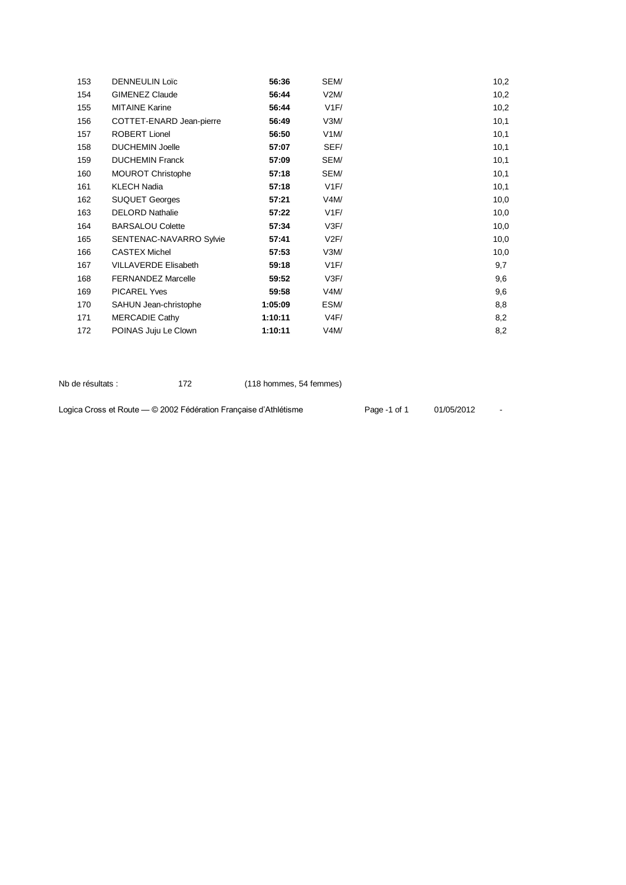| | | | | |
|---|---|---|---|---|
| 153 | DENNEULIN Loïc | **56:36** | SEM/ | 10,2 |
| 154 | GIMENEZ Claude | **56:44** | V2M/ | 10,2 |
| 155 | MITAINE Karine | **56:44** | V1F/ | 10,2 |
| 156 | COTTET-ENARD Jean-pierre | **56:49** | V3M/ | 10,1 |
| 157 | ROBERT Lionel | **56:50** | V1M/ | 10,1 |
| 158 | DUCHEMIN Joelle | **57:07** | SEF/ | 10,1 |
| 159 | DUCHEMIN Franck | **57:09** | SEM/ | 10,1 |
| 160 | MOUROT Christophe | **57:18** | SEM/ | 10,1 |
| 161 | KLECH Nadia | **57:18** | V1F/ | 10,1 |
| 162 | SUQUET Georges | **57:21** | V4M/ | 10,0 |
| 163 | DELORD Nathalie | **57:22** | V1F/ | 10,0 |
| 164 | BARSALOU Colette | **57:34** | V3F/ | 10,0 |
| 165 | SENTENAC-NAVARRO Sylvie | **57:41** | V2F/ | 10,0 |
| 166 | CASTEX Michel | **57:53** | V3M/ | 10,0 |
| 167 | VILLAVERDE Elisabeth | **59:18** | V1F/ | 9,7 |
| 168 | FERNANDEZ Marcelle | **59:52** | V3F/ | 9,6 |
| 169 | PICAREL Yves | **59:58** | V4M/ | 9,6 |
| 170 | SAHUN Jean-christophe | **1:05:09** | ESM/ | 8,8 |
| 171 | MERCADIE Cathy | **1:10:11** | V4F/ | 8,2 |
| 172 | POINAS Juju Le Clown | **1:10:11** | V4M/ | 8,2 |

Nb de résultats : 172 (118 hommes, 54 femmes)

Logica Cross et Route — © 2002 Fédération Française d'Athlétisme Page -1 of 1 01/05/2012 -